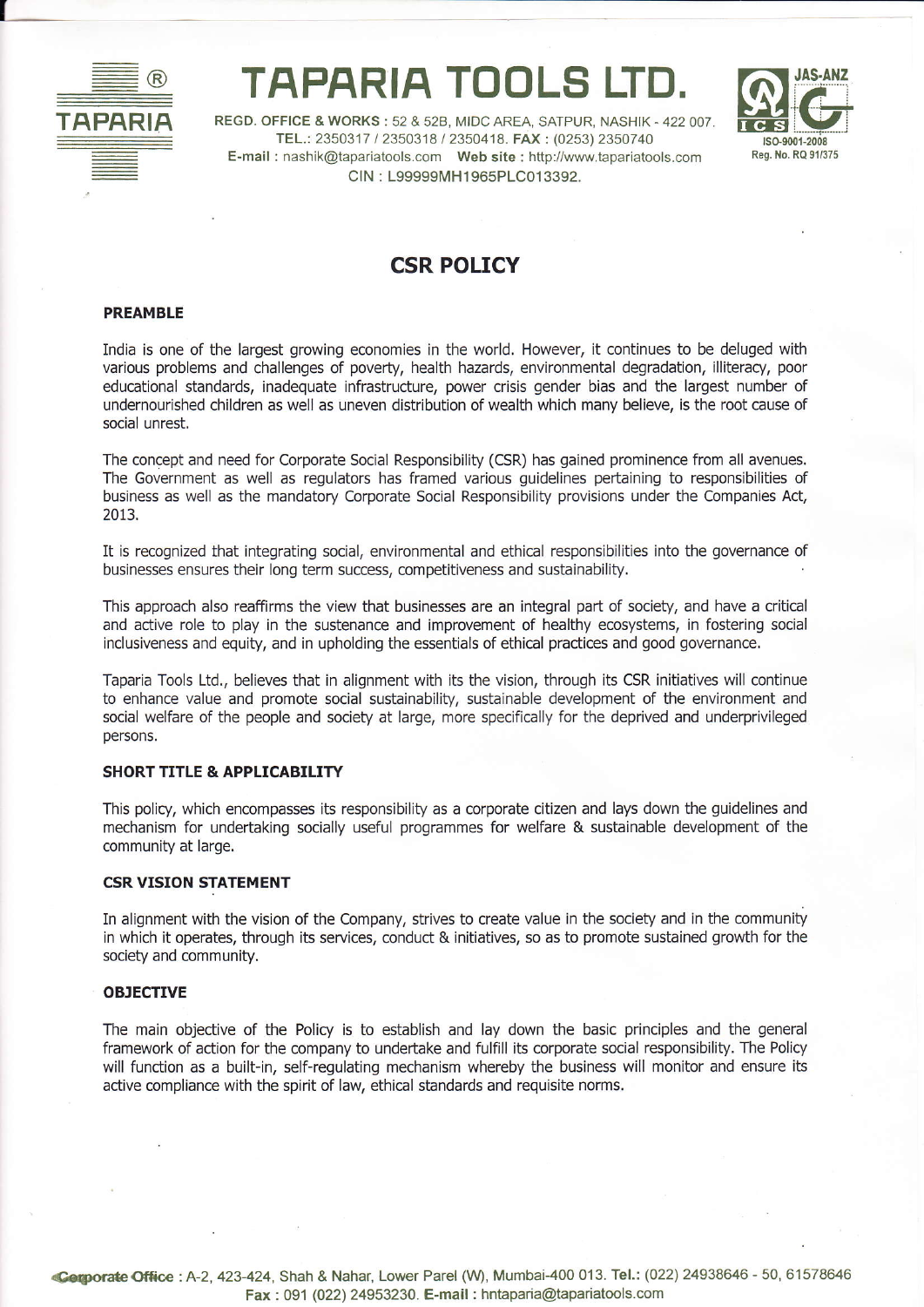# TAPARIA TOOLS LTD.

REGD. OFFICE & WORKS : 52 & 52B, MIDC AREA, SATPUR, NASHIK - 422 007.
TEL.: 2350317 / 2350318 / 2350418. FAX : (0253) 2350740
E-mail : nashik@tapariatools.com Web site : http://www.tapariatools.com
CIN : L99999MH1965PLC013392.

## CSR POLICY

### PREAMBLE

India is one of the largest growing economies in the world. However, it continues to be deluged with various problems and challenges of poverty, health hazards, environmental degradation, illiteracy, poor educational standards, inadequate infrastructure, power crisis gender bias and the largest number of undernourished children as well as uneven distribution of wealth which many believe, is the root cause of social unrest.

The concept and need for Corporate Social Responsibility (CSR) has gained prominence from all avenues. The Government as well as regulators has framed various guidelines pertaining to responsibilities of business as well as the mandatory Corporate Social Responsibility provisions under the Companies Act, 2013.

It is recognized that integrating social, environmental and ethical responsibilities into the governance of businesses ensures their long term success, competitiveness and sustainability.

This approach also reaffirms the view that businesses are an integral part of society, and have a critical and active role to play in the sustenance and improvement of healthy ecosystems, in fostering social inclusiveness and equity, and in upholding the essentials of ethical practices and good governance.

Taparia Tools Ltd., believes that in alignment with its the vision, through its CSR initiatives will continue to enhance value and promote social sustainability, sustainable development of the environment and social welfare of the people and society at large, more specifically for the deprived and underprivileged persons.

### SHORT TITLE & APPLICABILITY

This policy, which encompasses its responsibility as a corporate citizen and lays down the guidelines and mechanism for undertaking socially useful programmes for welfare & sustainable development of the community at large.

### CSR VISION STATEMENT

In alignment with the vision of the Company, strives to create value in the society and in the community in which it operates, through its services, conduct & initiatives, so as to promote sustained growth for the society and community.

### OBJECTIVE

The main objective of the Policy is to establish and lay down the basic principles and the general framework of action for the company to undertake and fulfill its corporate social responsibility. The Policy will function as a built-in, self-regulating mechanism whereby the business will monitor and ensure its active compliance with the spirit of law, ethical standards and requisite norms.

Corporate Office : A-2, 423-424, Shah & Nahar, Lower Parel (W), Mumbai-400 013. Tel.: (022) 24938646 - 50, 61578646
Fax : 091 (022) 24953230. E-mail : hntaparia@tapariatools.com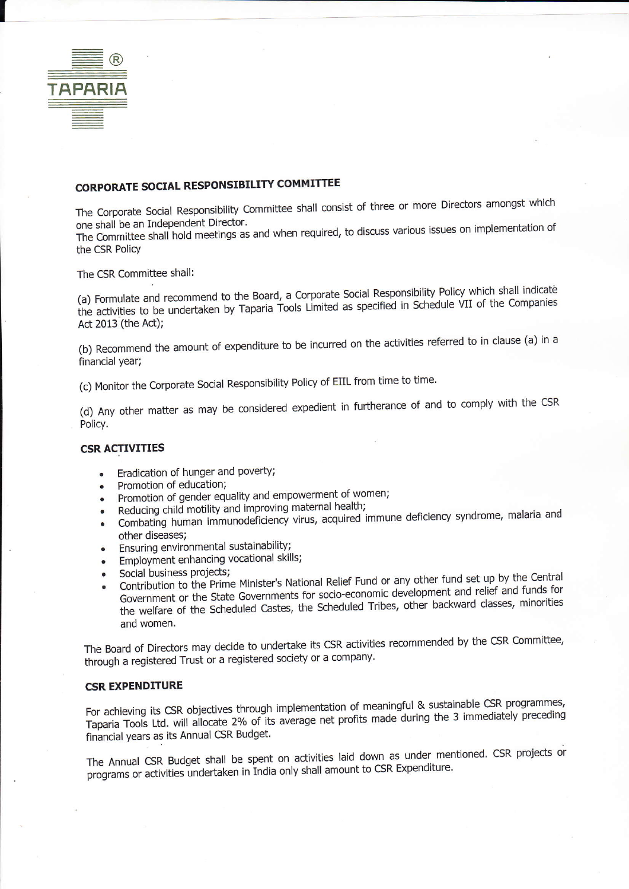## CORPORATE SOCIAL RESPONSIBILITY COMMITTEE

The Corporate Social Responsibility Committee shall consist of three or more Directors amongst which one shall be an Independent Director.
The Committee shall hold meetings as and when required, to discuss various issues on implementation of the CSR Policy

The CSR Committee shall:

(a) Formulate and recommend to the Board, a Corporate Social Responsibility Policy which shall indicatè the activities to be undertaken by Taparia Tools Limited as specified in Schedule VII of the Companies Act 2013 (the Act);

(b) Recommend the amount of expenditure to be incurred on the activities referred to in clause (a) in a financial year;

(c) Monitor the Corporate Social Responsibility Policy of EIIL from time to time.

(d) Any other matter as may be considered expedient in furtherance of and to comply with the CSR Policy.

### CSR ACTIVITIES

- Eradication of hunger and poverty;
- Promotion of education;
- Promotion of gender equality and empowerment of women;
- Reducing child motility and improving maternal health;
- Combating human immunodeficiency virus, acquired immune deficiency syndrome, malaria and other diseases;
- Ensuring environmental sustainability;
- Employment enhancing vocational skills;
- Social business projects;
- Contribution to the Prime Minister's National Relief Fund or any other fund set up by the Central Government or the State Governments for socio-economic development and relief and funds for the welfare of the Scheduled Castes, the Scheduled Tribes, other backward classes, minorities and women.

The Board of Directors may decide to undertake its CSR activities recommended by the CSR Committee, through a registered Trust or a registered society or a company.

### CSR EXPENDITURE

For achieving its CSR objectives through implementation of meaningful & sustainable CSR programmes, Taparia Tools Ltd. will allocate 2% of its average net profits made during the 3 immediately preceding financial years as its Annual CSR Budget.

The Annual CSR Budget shall be spent on activities laid down as under mentioned. CSR projects or programs or activities undertaken in India only shall amount to CSR Expenditure.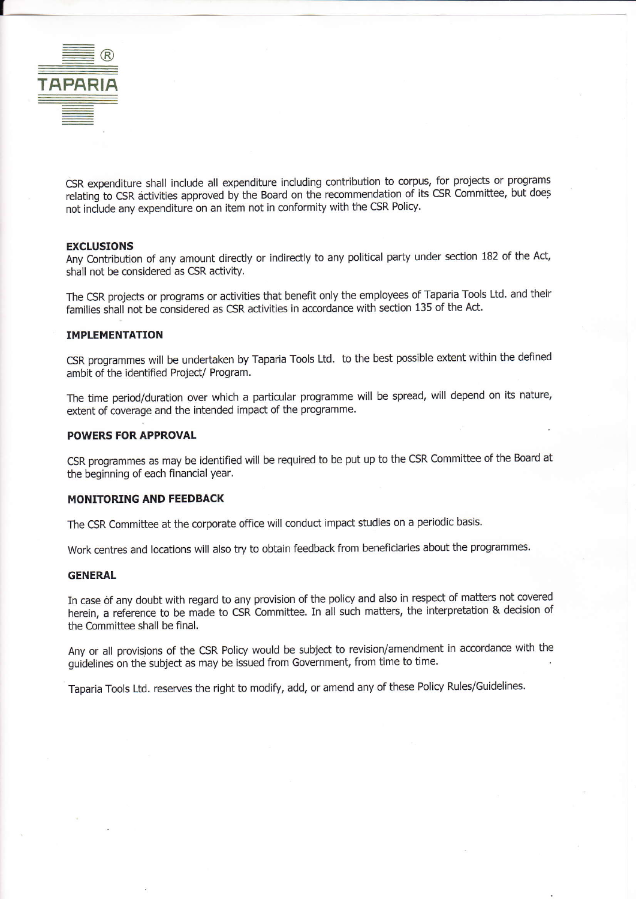CSR expenditure shall include all expenditure including contribution to corpus, for projects or programs relating to CSR activities approved by the Board on the recommendation of its CSR Committee, but does not include any expenditure on an item not in conformity with the CSR Policy.

**EXCLUSIONS**

Any Contribution of any amount directly or indirectly to any political party under section 182 of the Act, shall not be considered as CSR activity.

The CSR projects or programs or activities that benefit only the employees of Taparia Tools Ltd. and their families shall not be considered as CSR activities in accordance with section 135 of the Act.

**IMPLEMENTATION**

CSR programmes will be undertaken by Taparia Tools Ltd. to the best possible extent within the defined ambit of the identified Project/ Program.

The time period/duration over which a particular programme will be spread, will depend on its nature, extent of coverage and the intended impact of the programme.

**POWERS FOR APPROVAL**

CSR programmes as may be identified will be required to be put up to the CSR Committee of the Board at the beginning of each financial year.

**MONITORING AND FEEDBACK**

The CSR Committee at the corporate office will conduct impact studies on a periodic basis.

Work centres and locations will also try to obtain feedback from beneficiaries about the programmes.

**GENERAL**

In case of any doubt with regard to any provision of the policy and also in respect of matters not covered herein, a reference to be made to CSR Committee. In all such matters, the interpretation & decision of the Committee shall be final.

Any or all provisions of the CSR Policy would be subject to revision/amendment in accordance with the guidelines on the subject as may be issued from Government, from time to time.

Taparia Tools Ltd. reserves the right to modify, add, or amend any of these Policy Rules/Guidelines.